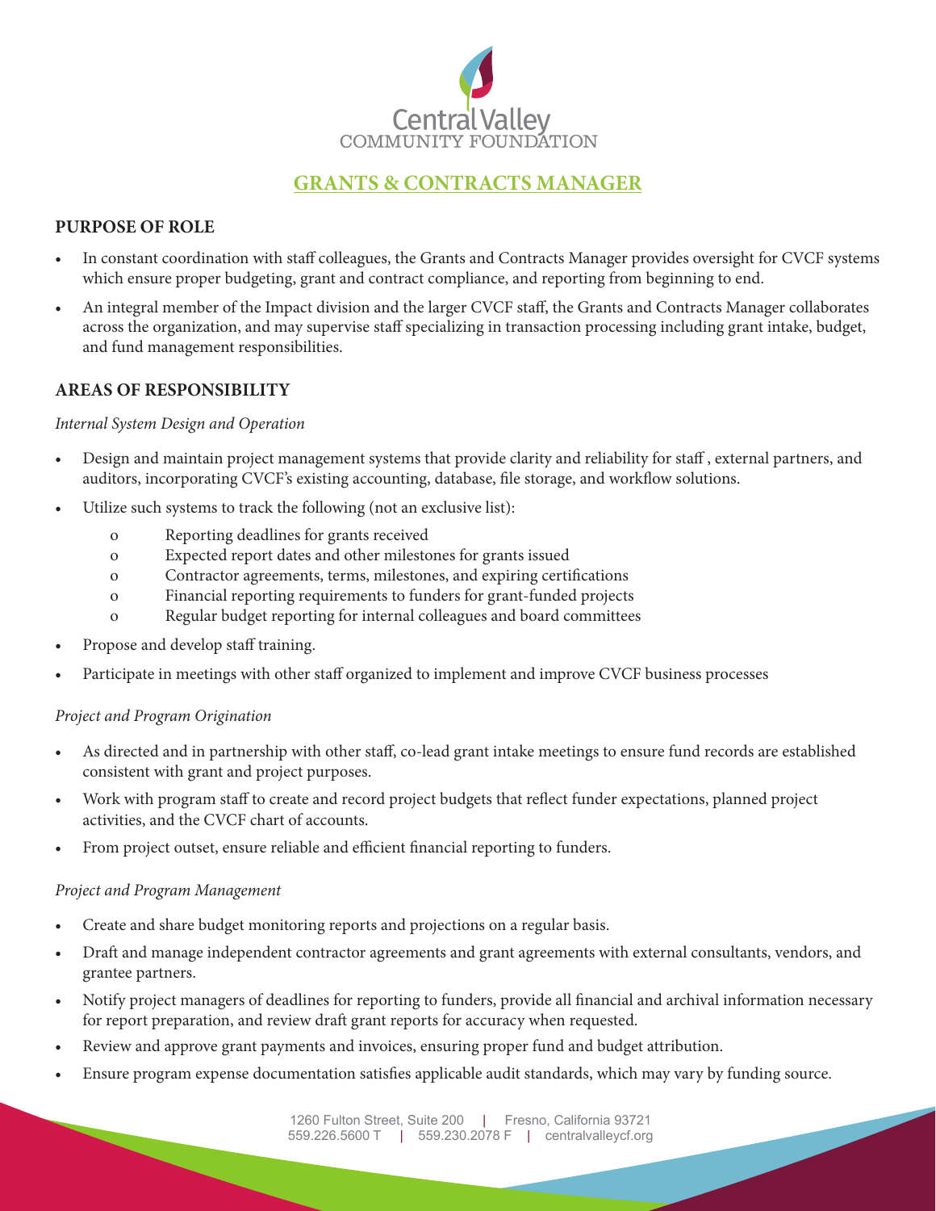# GRANTS & CONTRACTS MANAGER

## PURPOSE OF ROLE

- In constant coordination with staff colleagues, the Grants and Contracts Manager provides oversight for CVCF systems which ensure proper budgeting, grant and contract compliance, and reporting from beginning to end.
- An integral member of the Impact division and the larger CVCF staff, the Grants and Contracts Manager collaborates across the organization, and may supervise staff specializing in transaction processing including grant intake, budget, and fund management responsibilities.

## AREAS OF RESPONSIBILITY

*Internal System Design and Operation*

- Design and maintain project management systems that provide clarity and reliability for staff , external partners, and auditors, incorporating CVCF's existing accounting, database, file storage, and workflow solutions.
- Utilize such systems to track the following (not an exclusive list):
  - Reporting deadlines for grants received
  - Expected report dates and other milestones for grants issued
  - Contractor agreements, terms, milestones, and expiring certifications
  - Financial reporting requirements to funders for grant-funded projects
  - Regular budget reporting for internal colleagues and board committees
- Propose and develop staff training.
- Participate in meetings with other staff organized to implement and improve CVCF business processes

*Project and Program Origination*

- As directed and in partnership with other staff, co-lead grant intake meetings to ensure fund records are established consistent with grant and project purposes.
- Work with program staff to create and record project budgets that reflect funder expectations, planned project activities, and the CVCF chart of accounts.
- From project outset, ensure reliable and efficient financial reporting to funders.

*Project and Program Management*

- Create and share budget monitoring reports and projections on a regular basis.
- Draft and manage independent contractor agreements and grant agreements with external consultants, vendors, and grantee partners.
- Notify project managers of deadlines for reporting to funders, provide all financial and archival information necessary for report preparation, and review draft grant reports for accuracy when requested.
- Review and approve grant payments and invoices, ensuring proper fund and budget attribution.
- Ensure program expense documentation satisfies applicable audit standards, which may vary by funding source.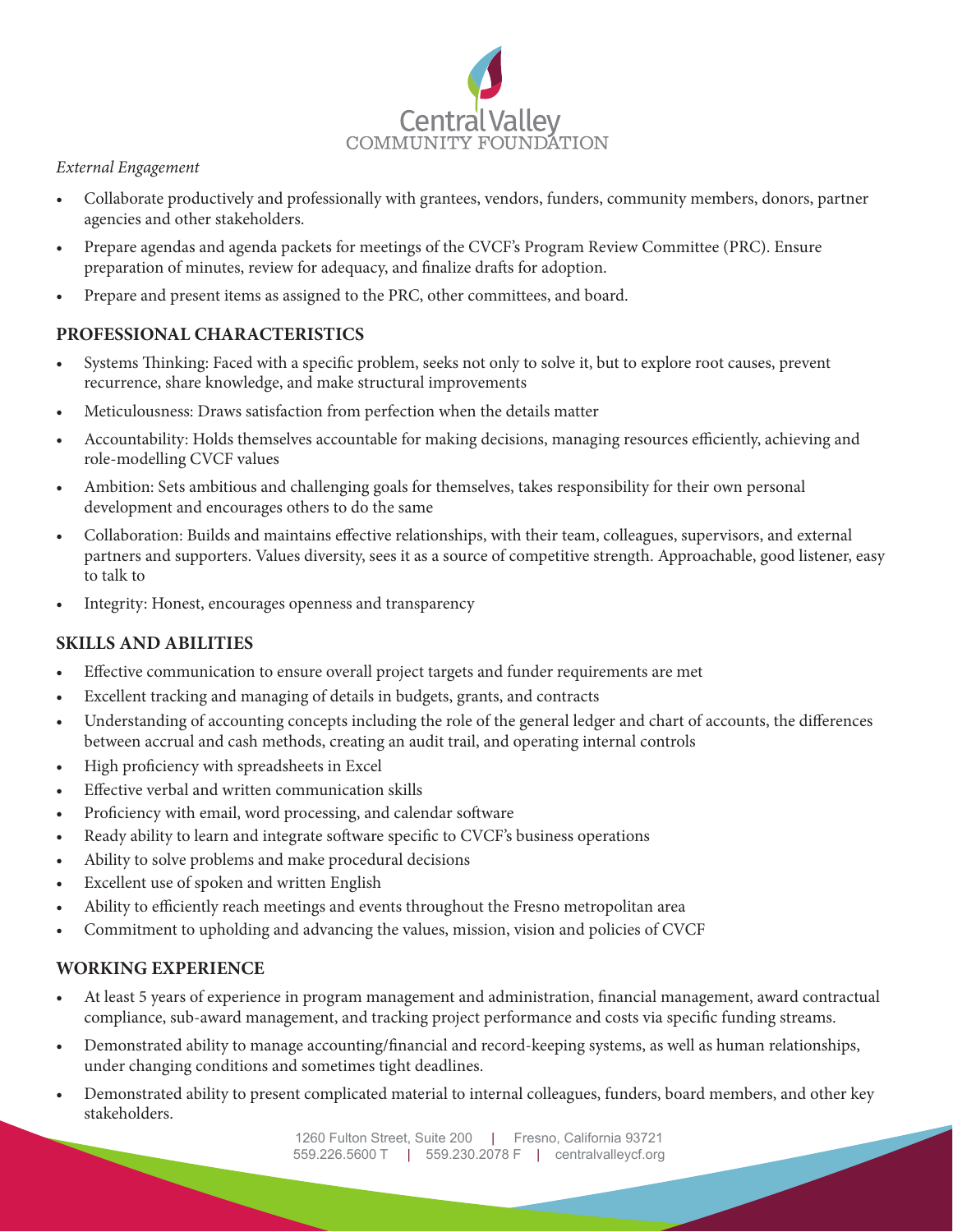*External Engagement*

- Collaborate productively and professionally with grantees, vendors, funders, community members, donors, partner agencies and other stakeholders.
- Prepare agendas and agenda packets for meetings of the CVCF's Program Review Committee (PRC). Ensure preparation of minutes, review for adequacy, and finalize drafts for adoption.
- Prepare and present items as assigned to the PRC, other committees, and board.

## PROFESSIONAL CHARACTERISTICS

- Systems Thinking: Faced with a specific problem, seeks not only to solve it, but to explore root causes, prevent recurrence, share knowledge, and make structural improvements
- Meticulousness: Draws satisfaction from perfection when the details matter
- Accountability: Holds themselves accountable for making decisions, managing resources efficiently, achieving and role-modelling CVCF values
- Ambition: Sets ambitious and challenging goals for themselves, takes responsibility for their own personal development and encourages others to do the same
- Collaboration: Builds and maintains effective relationships, with their team, colleagues, supervisors, and external partners and supporters. Values diversity, sees it as a source of competitive strength. Approachable, good listener, easy to talk to
- Integrity: Honest, encourages openness and transparency

## SKILLS AND ABILITIES

- Effective communication to ensure overall project targets and funder requirements are met
- Excellent tracking and managing of details in budgets, grants, and contracts
- Understanding of accounting concepts including the role of the general ledger and chart of accounts, the differences between accrual and cash methods, creating an audit trail, and operating internal controls
- High proficiency with spreadsheets in Excel
- Effective verbal and written communication skills
- Proficiency with email, word processing, and calendar software
- Ready ability to learn and integrate software specific to CVCF's business operations
- Ability to solve problems and make procedural decisions
- Excellent use of spoken and written English
- Ability to efficiently reach meetings and events throughout the Fresno metropolitan area
- Commitment to upholding and advancing the values, mission, vision and policies of CVCF

## WORKING EXPERIENCE

- At least 5 years of experience in program management and administration, financial management, award contractual compliance, sub-award management, and tracking project performance and costs via specific funding streams.
- Demonstrated ability to manage accounting/financial and record-keeping systems, as well as human relationships, under changing conditions and sometimes tight deadlines.
- Demonstrated ability to present complicated material to internal colleagues, funders, board members, and other key stakeholders.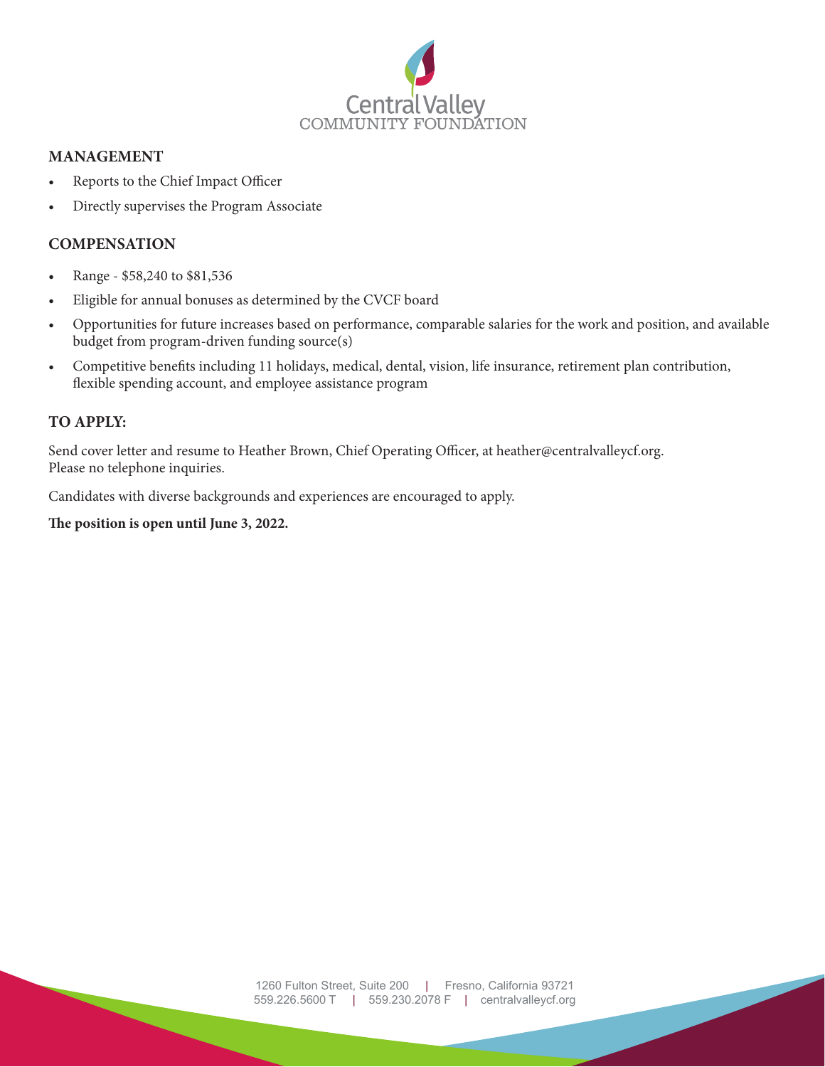## MANAGEMENT

- Reports to the Chief Impact Officer
- Directly supervises the Program Associate

## COMPENSATION

- Range - $58,240 to $81,536
- Eligible for annual bonuses as determined by the CVCF board
- Opportunities for future increases based on performance, comparable salaries for the work and position, and available budget from program-driven funding source(s)
- Competitive benefits including 11 holidays, medical, dental, vision, life insurance, retirement plan contribution, flexible spending account, and employee assistance program

## TO APPLY:

Send cover letter and resume to Heather Brown, Chief Operating Officer, at heather@centralvalleycf.org.
Please no telephone inquiries.

Candidates with diverse backgrounds and experiences are encouraged to apply.

**The position is open until June 3, 2022.**